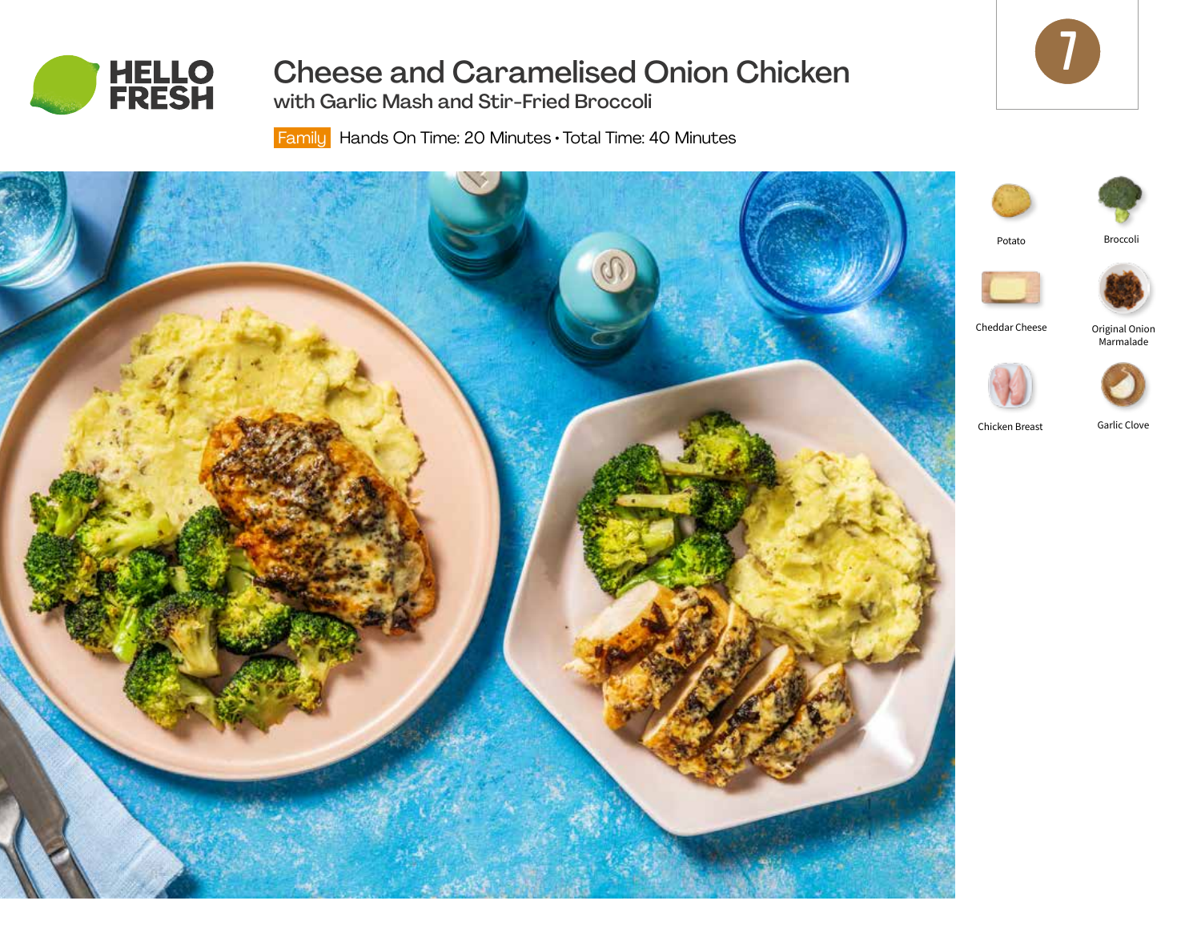# Cheese and Caramelised Onion Chicken

## with Garlic Mash and Stir-Fried Broccoli

Family Hands On Time: 20 Minutes • Total Time: 40 Minutes

7

- Potato
- Broccoli
- Cheddar Cheese
- Original Onion Marmalade
- Chicken Breast
- Garlic Clove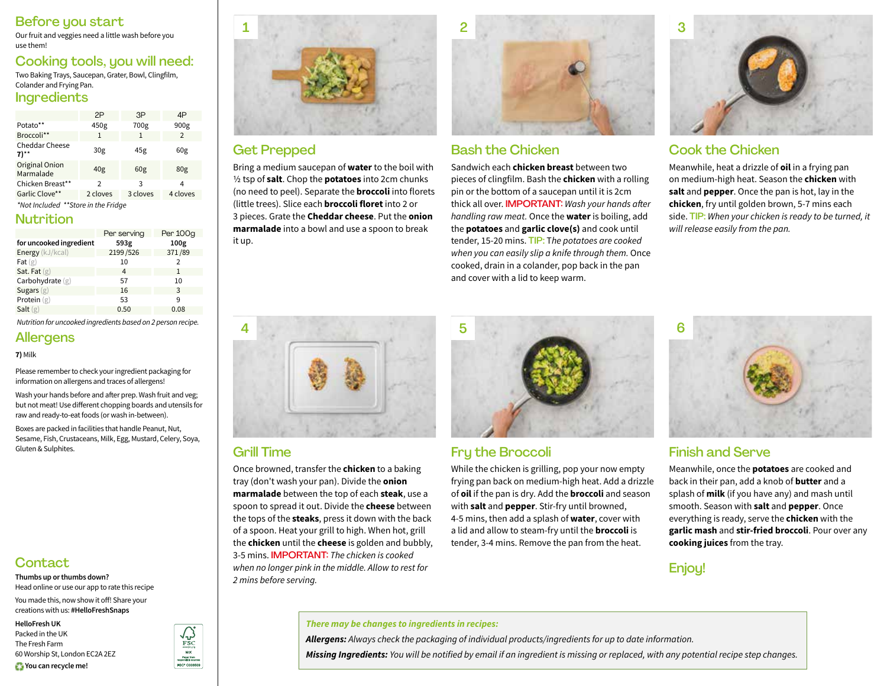## Before you start

Our fruit and veggies need a little wash before you use them!

## Cooking tools, you will need:

Two Baking Trays, Saucepan, Grater, Bowl, Clingfilm, Colander and Frying Pan.

## Ingredients

| | 2P | 3P | 4P |
|---|---|---|---|
| Potato** | 450g | 700g | 900g |
| Broccoli** | 1 | 1 | 2 |
| Cheddar Cheese 7)** | 30g | 45g | 60g |
| Original Onion Marmalade | 40g | 60g | 80g |
| Chicken Breast** | 2 | 3 | 4 |
| Garlic Clove** | 2 cloves | 3 cloves | 4 cloves |

*\*Not Included \*\*Store in the Fridge*

## Nutrition

| | Per serving | Per 100g |
|---|---|---|
| **for uncooked ingredient** | **593g** | **100g** |
| Energy (kJ/kcal) | 2199 /526 | 371 /89 |
| Fat (g) | 10 | 2 |
| Sat. Fat (g) | 4 | 1 |
| Carbohydrate (g) | 57 | 10 |
| Sugars (g) | 16 | 3 |
| Protein (g) | 53 | 9 |
| Salt (g) | 0.50 | 0.08 |

*Nutrition for uncooked ingredients based on 2 person recipe.*

## Allergens

**7)** Milk

Please remember to check your ingredient packaging for information on allergens and traces of allergens!

Wash your hands before and after prep. Wash fruit and veg; but not meat! Use different chopping boards and utensils for raw and ready-to-eat foods (or wash in-between).

Boxes are packed in facilities that handle Peanut, Nut, Sesame, Fish, Crustaceans, Milk, Egg, Mustard, Celery, Soya, Gluten & Sulphites.

## Contact

**Thumbs up or thumbs down?**
Head online or use our app to rate this recipe

You made this, now show it off! Share your creations with us: **#HelloFreshSnaps**

**HelloFresh UK**
Packed in the UK
The Fresh Farm
60 Worship St, London EC2A 2EZ

**You can recycle me!**

### 1 Get Prepped

Bring a medium saucepan of **water** to the boil with ½ tsp of **salt**. Chop the **potatoes** into 2cm chunks (no need to peel). Separate the **broccoli** into florets (little trees). Slice each **broccoli floret** into 2 or 3 pieces. Grate the **Cheddar cheese**. Put the **onion marmalade** into a bowl and use a spoon to break it up.

### 2 Bash the Chicken

Sandwich each **chicken breast** between two pieces of clingfilm. Bash the **chicken** with a rolling pin or the bottom of a saucepan until it is 2cm thick all over. IMPORTANT: *Wash your hands after handling raw meat.* Once the **water** is boiling, add the **potatoes** and **garlic clove(s)** and cook until tender, 15-20 mins. TIP: *The potatoes are cooked when you can easily slip a knife through them.* Once cooked, drain in a colander, pop back in the pan and cover with a lid to keep warm.

### 3 Cook the Chicken

Meanwhile, heat a drizzle of **oil** in a frying pan on medium-high heat. Season the **chicken** with **salt** and **pepper**. Once the pan is hot, lay in the **chicken**, fry until golden brown, 5-7 mins each side. TIP: *When your chicken is ready to be turned, it will release easily from the pan.*

### 4 Grill Time

Once browned, transfer the **chicken** to a baking tray (don't wash your pan). Divide the **onion marmalade** between the top of each **steak**, use a spoon to spread it out. Divide the **cheese** between the tops of the **steaks**, press it down with the back of a spoon. Heat your grill to high. When hot, grill the **chicken** until the **cheese** is golden and bubbly, 3-5 mins. IMPORTANT: *The chicken is cooked when no longer pink in the middle. Allow to rest for 2 mins before serving.*

### 5 Fry the Broccoli

While the chicken is grilling, pop your now empty frying pan back on medium-high heat. Add a drizzle of **oil** if the pan is dry. Add the **broccoli** and season with **salt** and **pepper**. Stir-fry until browned, 4-5 mins, then add a splash of **water**, cover with a lid and allow to steam-fry until the **broccoli** is tender, 3-4 mins. Remove the pan from the heat.

### 6 Finish and Serve

Meanwhile, once the **potatoes** are cooked and back in their pan, add a knob of **butter** and a splash of **milk** (if you have any) and mash until smooth. Season with **salt** and **pepper**. Once everything is ready, serve the **chicken** with the **garlic mash** and **stir-fried broccoli**. Pour over any **cooking juices** from the tray.

## Enjoy!

***There may be changes to ingredients in recipes:***

***Allergens:*** *Always check the packaging of individual products/ingredients for up to date information.*

***Missing Ingredients:*** *You will be notified by email if an ingredient is missing or replaced, with any potential recipe step changes.*